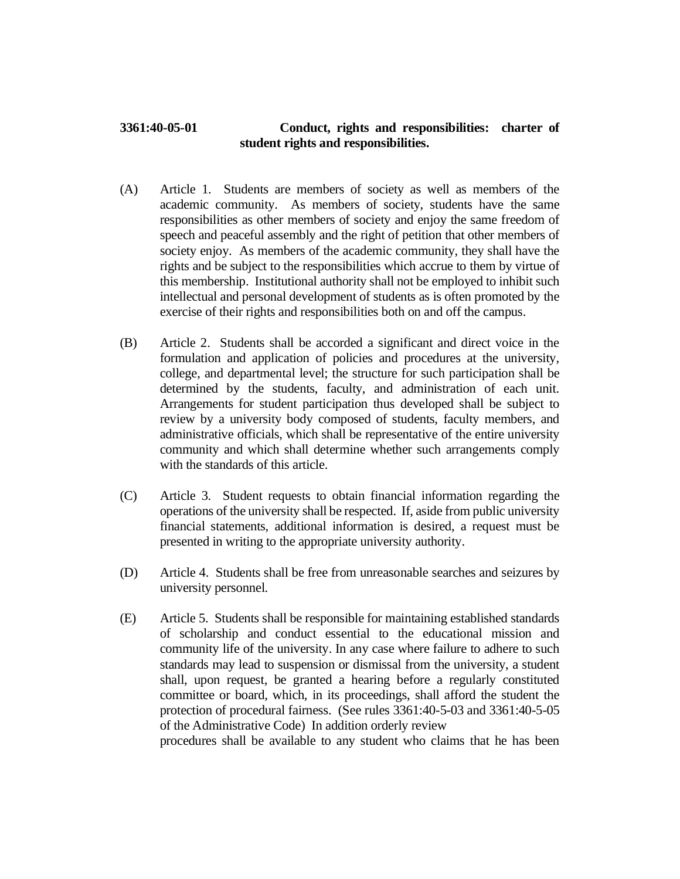**3361:40-05-01 Conduct, rights and responsibilities: charter of student rights and responsibilities.**

(A) Article 1. Students are members of society as well as members of the academic community. As members of society, students have the same responsibilities as other members of society and enjoy the same freedom of speech and peaceful assembly and the right of petition that other members of society enjoy. As members of the academic community, they shall have the rights and be subject to the responsibilities which accrue to them by virtue of this membership. Institutional authority shall not be employed to inhibit such intellectual and personal development of students as is often promoted by the exercise of their rights and responsibilities both on and off the campus.

(B) Article 2. Students shall be accorded a significant and direct voice in the formulation and application of policies and procedures at the university, college, and departmental level; the structure for such participation shall be determined by the students, faculty, and administration of each unit. Arrangements for student participation thus developed shall be subject to review by a university body composed of students, faculty members, and administrative officials, which shall be representative of the entire university community and which shall determine whether such arrangements comply with the standards of this article.

(C) Article 3. Student requests to obtain financial information regarding the operations of the university shall be respected. If, aside from public university financial statements, additional information is desired, a request must be presented in writing to the appropriate university authority.

(D) Article 4. Students shall be free from unreasonable searches and seizures by university personnel.

(E) Article 5. Students shall be responsible for maintaining established standards of scholarship and conduct essential to the educational mission and community life of the university. In any case where failure to adhere to such standards may lead to suspension or dismissal from the university, a student shall, upon request, be granted a hearing before a regularly constituted committee or board, which, in its proceedings, shall afford the student the protection of procedural fairness. (See rules 3361:40-5-03 and 3361:40-5-05 of the Administrative Code) In addition orderly review procedures shall be available to any student who claims that he has been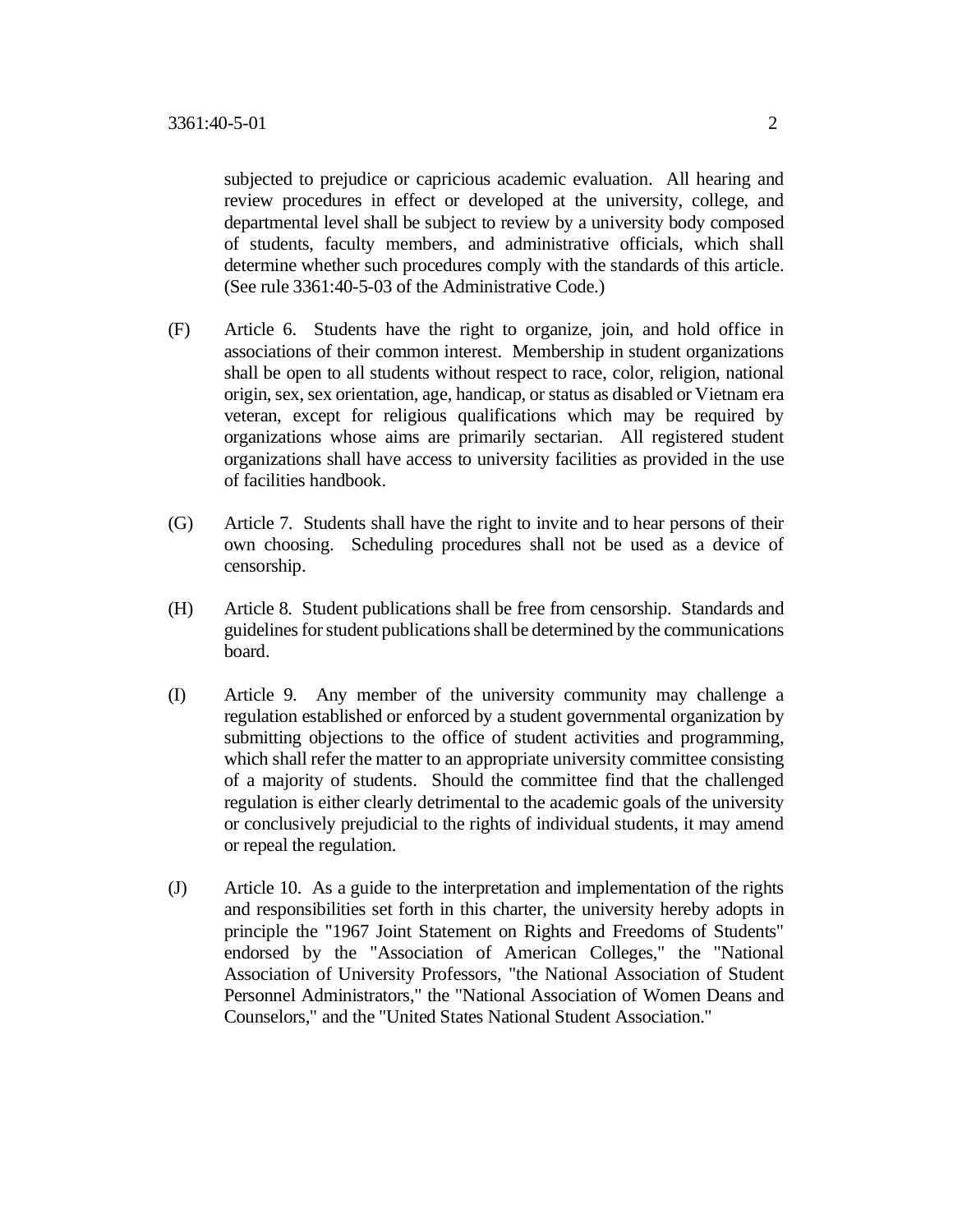subjected to prejudice or capricious academic evaluation. All hearing and review procedures in effect or developed at the university, college, and departmental level shall be subject to review by a university body composed of students, faculty members, and administrative officials, which shall determine whether such procedures comply with the standards of this article. (See rule 3361:40-5-03 of the Administrative Code.)

(F) Article 6. Students have the right to organize, join, and hold office in associations of their common interest. Membership in student organizations shall be open to all students without respect to race, color, religion, national origin, sex, sex orientation, age, handicap, or status as disabled or Vietnam era veteran, except for religious qualifications which may be required by organizations whose aims are primarily sectarian. All registered student organizations shall have access to university facilities as provided in the use of facilities handbook.

(G) Article 7. Students shall have the right to invite and to hear persons of their own choosing. Scheduling procedures shall not be used as a device of censorship.

(H) Article 8. Student publications shall be free from censorship. Standards and guidelines for student publications shall be determined by the communications board.

(I) Article 9. Any member of the university community may challenge a regulation established or enforced by a student governmental organization by submitting objections to the office of student activities and programming, which shall refer the matter to an appropriate university committee consisting of a majority of students. Should the committee find that the challenged regulation is either clearly detrimental to the academic goals of the university or conclusively prejudicial to the rights of individual students, it may amend or repeal the regulation.

(J) Article 10. As a guide to the interpretation and implementation of the rights and responsibilities set forth in this charter, the university hereby adopts in principle the "1967 Joint Statement on Rights and Freedoms of Students" endorsed by the "Association of American Colleges," the "National Association of University Professors, "the National Association of Student Personnel Administrators," the "National Association of Women Deans and Counselors," and the "United States National Student Association."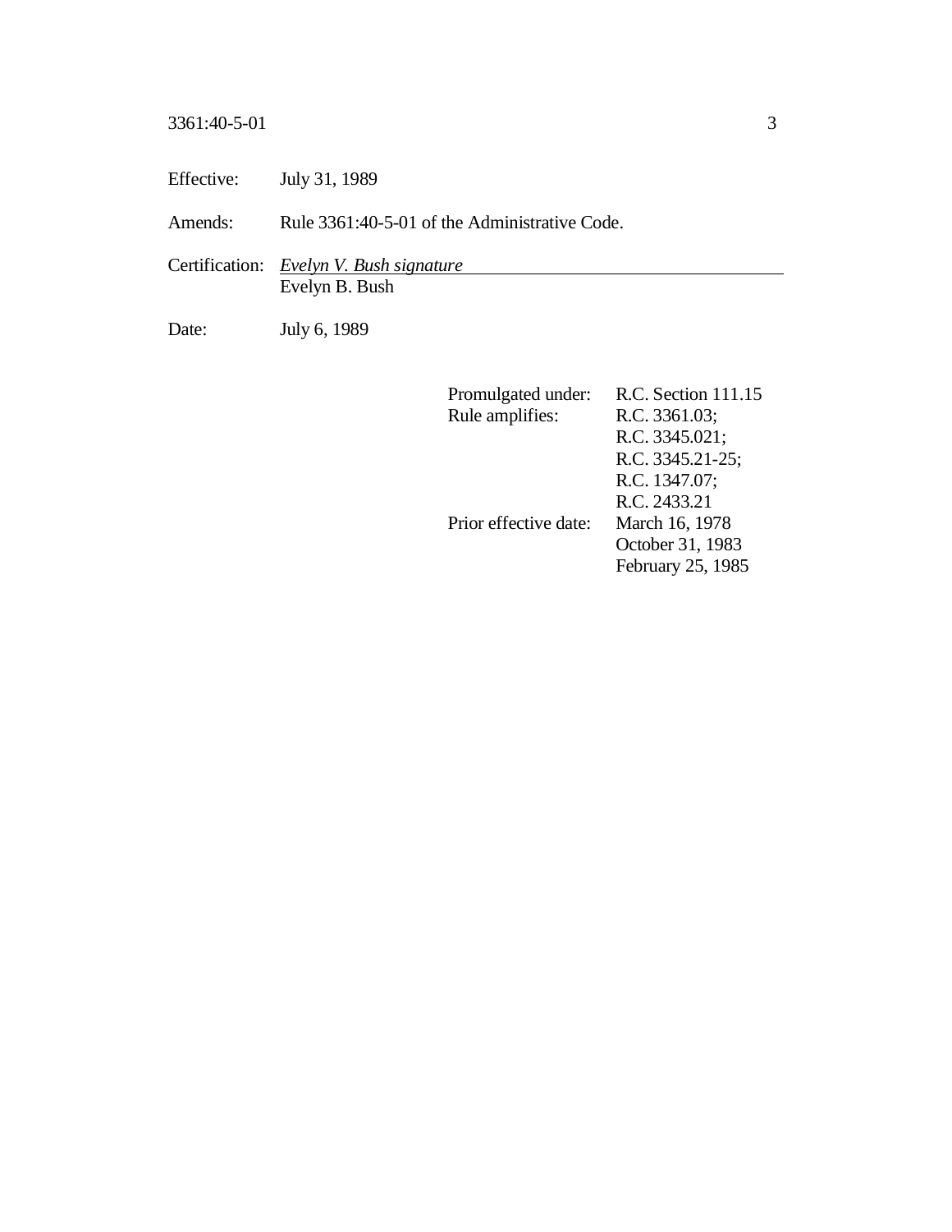Effective: July 31, 1989

Amends: Rule 3361:40-5-01 of the Administrative Code.

Certification: *Evelyn V. Bush signature*
Evelyn B. Bush

Date: July 6, 1989

| | |
|---|---|
| Promulgated under: | R.C. Section 111.15 |
| Rule amplifies: | R.C. 3361.03; |
| | R.C. 3345.021; |
| | R.C. 3345.21-25; |
| | R.C. 1347.07; |
| | R.C. 2433.21 |
| Prior effective date: | March 16, 1978 |
| | October 31, 1983 |
| | February 25, 1985 |